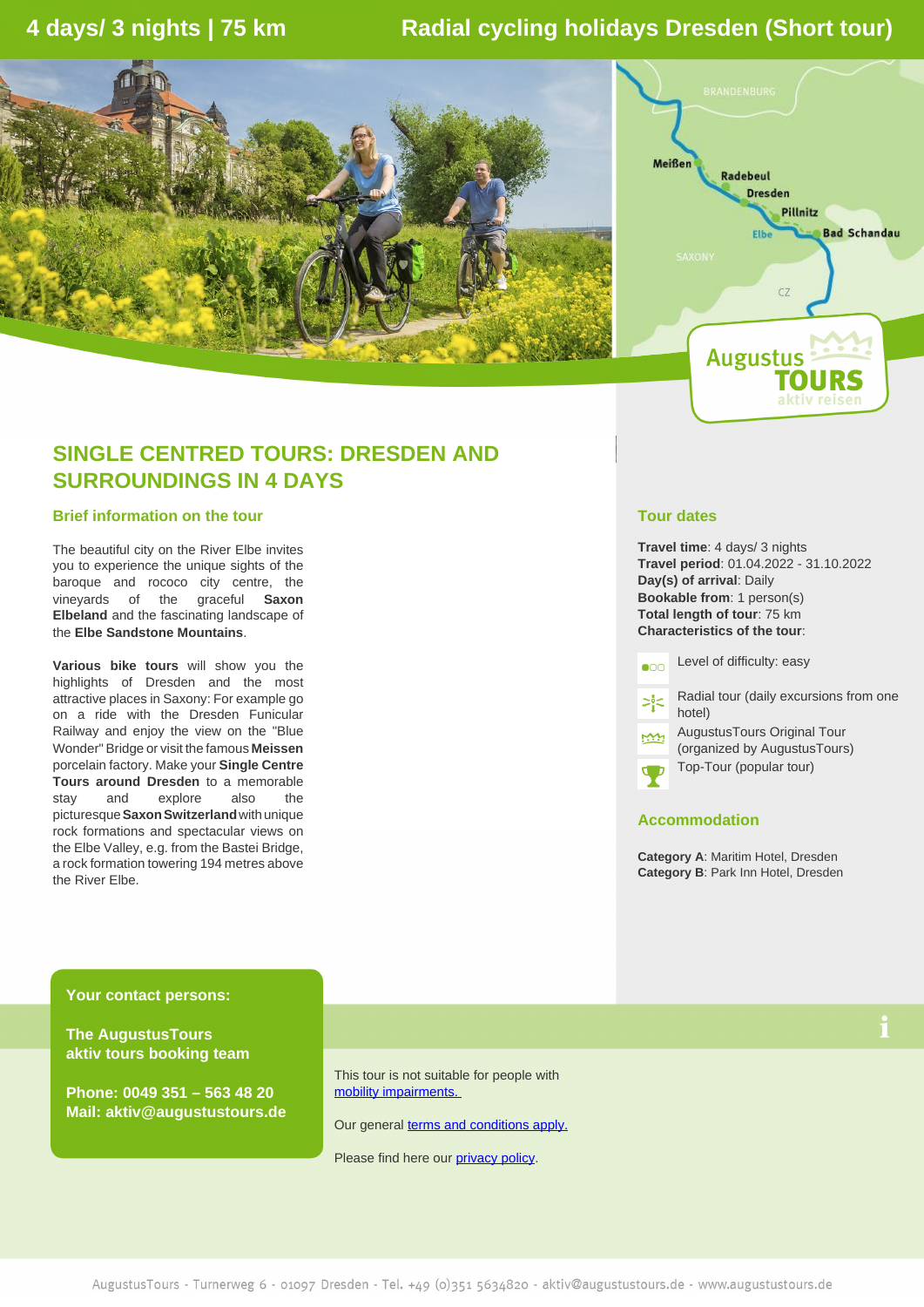# 4 days/ 3 nights | 75 km

# Radial cycling holidays Dresden (Short tour)

## SINGLE CENTRED TOURS: DRESDEN AND SURROUNDINGS IN 4 DAYS

### Brief information on the tour

The beautiful city on the River Elbe invites you to experience the unique sights of the baroque and rococo city centre, the vineyards of the graceful **Saxon Elbeland** and the fascinating landscape of the **Elbe Sandstone Mountains**.

**Various bike tours** will show you the highlights of Dresden and the most attractive places in Saxony: For example go on a ride with the Dresden Funicular Railway and enjoy the view on the "Blue Wonder" Bridge or visit the famous **Meissen** porcelain factory. Make your **Single Centre Tours around Dresden** to a memorable stay and explore also the picturesque **Saxon Switzerland** with unique rock formations and spectacular views on the Elbe Valley, e.g. from the Bastei Bridge, a rock formation towering 194 metres above the River Elbe.

### Tour dates

**Travel time**: 4 days/ 3 nights
**Travel period**: 01.04.2022 - 31.10.2022
**Day(s) of arrival**: Daily
**Bookable from**: 1 person(s)
**Total length of tour**: 75 km
**Characteristics of the tour**:

- Level of difficulty: easy
- Radial tour (daily excursions from one hotel)
- AugustusTours Original Tour (organized by AugustusTours)
- Top-Tour (popular tour)

### Accommodation

**Category A**: Maritim Hotel, Dresden
**Category B**: Park Inn Hotel, Dresden

**Your contact persons:**

**The AugustusTours aktiv tours booking team**

**Phone: 0049 351 – 563 48 20**
**Mail: aktiv@augustustours.de**

This tour is not suitable for people with mobility impairments.

Our general terms and conditions apply.

Please find here our privacy policy.

AugustusTours - Turnerweg 6 - 01097 Dresden - Tel. +49 (0)351 5634820 - aktiv@augustustours.de - www.augustustours.de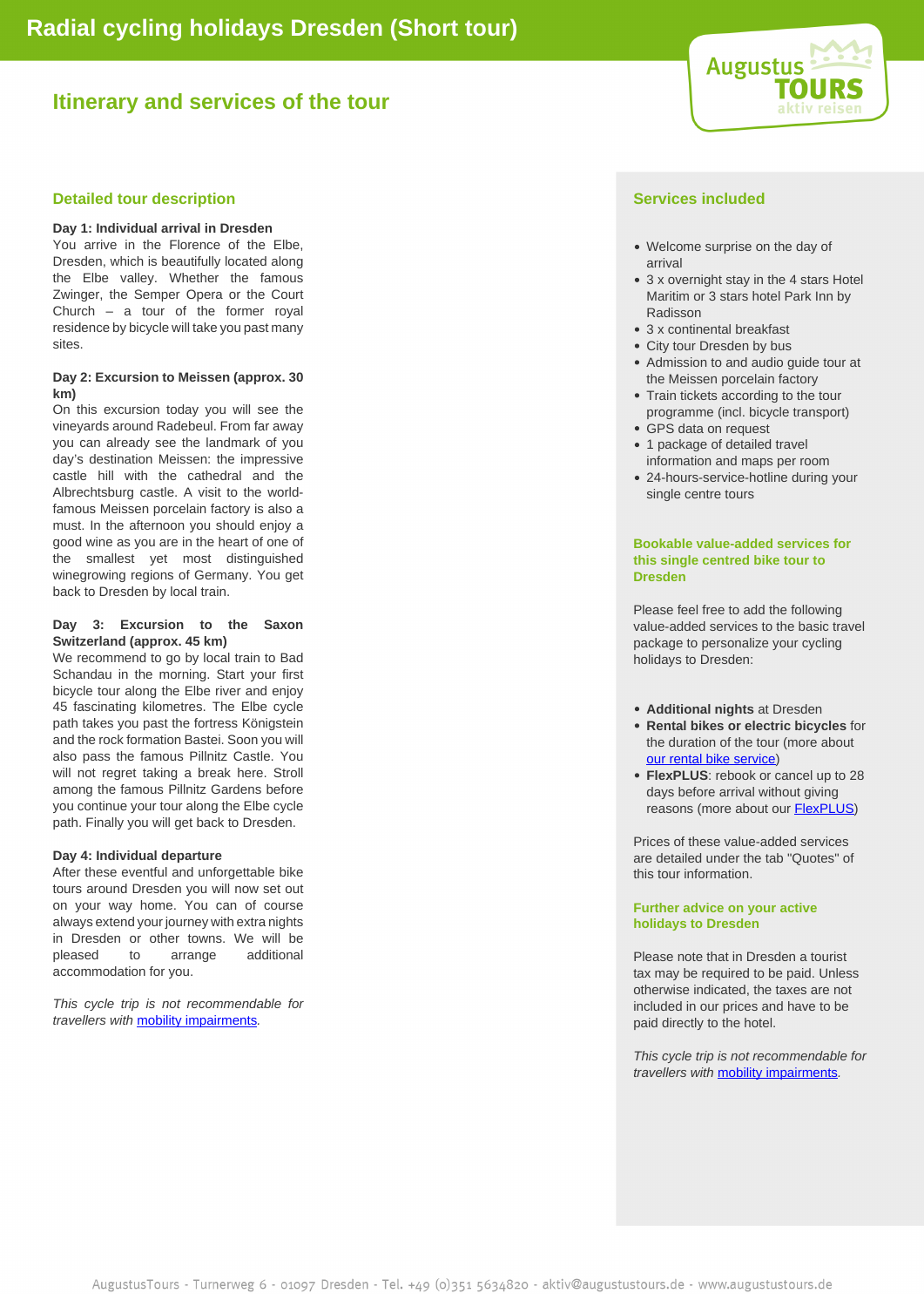# Radial cycling holidays Dresden (Short tour)

## Itinerary and services of the tour

### Detailed tour description

**Day 1: Individual arrival in Dresden**
You arrive in the Florence of the Elbe, Dresden, which is beautifully located along the Elbe valley. Whether the famous Zwinger, the Semper Opera or the Court Church – a tour of the former royal residence by bicycle will take you past many sites.

**Day 2: Excursion to Meissen (approx. 30 km)**
On this excursion today you will see the vineyards around Radebeul. From far away you can already see the landmark of you day's destination Meissen: the impressive castle hill with the cathedral and the Albrechtsburg castle. A visit to the world-famous Meissen porcelain factory is also a must. In the afternoon you should enjoy a good wine as you are in the heart of one of the smallest yet most distinguished winegrowing regions of Germany. You get back to Dresden by local train.

**Day 3: Excursion to the Saxon Switzerland (approx. 45 km)**
We recommend to go by local train to Bad Schandau in the morning. Start your first bicycle tour along the Elbe river and enjoy 45 fascinating kilometres. The Elbe cycle path takes you past the fortress Königstein and the rock formation Bastei. Soon you will also pass the famous Pillnitz Castle. You will not regret taking a break here. Stroll among the famous Pillnitz Gardens before you continue your tour along the Elbe cycle path. Finally you will get back to Dresden.

**Day 4: Individual departure**
After these eventful and unforgettable bike tours around Dresden you will now set out on your way home. You can of course always extend your journey with extra nights in Dresden or other towns. We will be pleased to arrange additional accommodation for you.

*This cycle trip is not recommendable for travellers with mobility impairments.*

### Services included

- Welcome surprise on the day of arrival
- 3 x overnight stay in the 4 stars Hotel Maritim or 3 stars hotel Park Inn by Radisson
- 3 x continental breakfast
- City tour Dresden by bus
- Admission to and audio guide tour at the Meissen porcelain factory
- Train tickets according to the tour programme (incl. bicycle transport)
- GPS data on request
- 1 package of detailed travel information and maps per room
- 24-hours-service-hotline during your single centre tours

### Bookable value-added services for this single centred bike tour to Dresden

Please feel free to add the following value-added services to the basic travel package to personalize your cycling holidays to Dresden:

- **Additional nights** at Dresden
- **Rental bikes or electric bicycles** for the duration of the tour (more about our rental bike service)
- **FlexPLUS**: rebook or cancel up to 28 days before arrival without giving reasons (more about our FlexPLUS)

Prices of these value-added services are detailed under the tab "Quotes" of this tour information.

### Further advice on your active holidays to Dresden

Please note that in Dresden a tourist tax may be required to be paid. Unless otherwise indicated, the taxes are not included in our prices and have to be paid directly to the hotel.

*This cycle trip is not recommendable for travellers with mobility impairments.*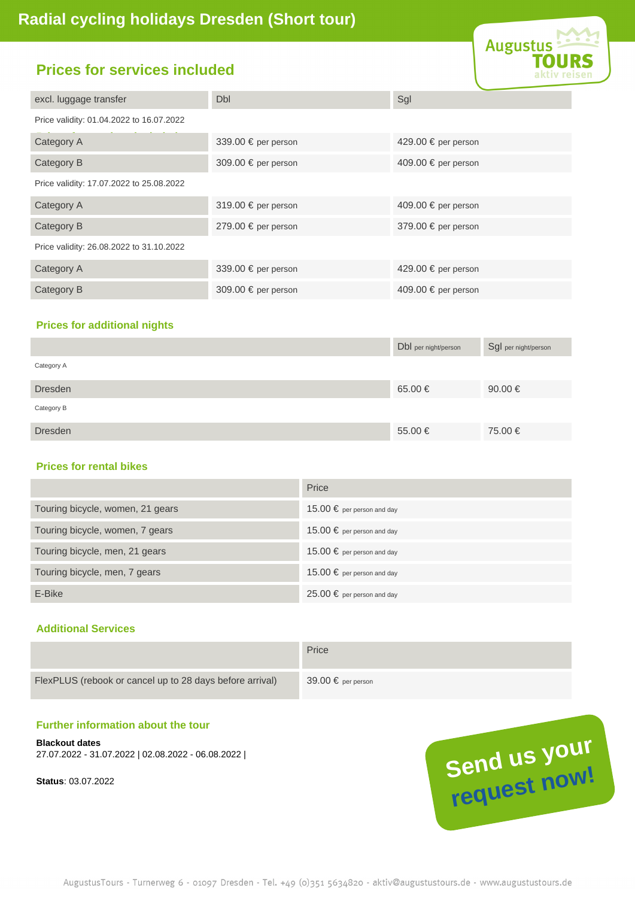# Radial cycling holidays Dresden (Short tour)

## Prices for services included

| excl. luggage transfer | Dbl | Sgl |
|---|---|---|
| Price validity: 01.04.2022 to 16.07.2022 | | |
| Category A | 339.00 € per person | 429.00 € per person |
| Category B | 309.00 € per person | 409.00 € per person |
| Price validity: 17.07.2022 to 25.08.2022 | | |
| Category A | 319.00 € per person | 409.00 € per person |
| Category B | 279.00 € per person | 379.00 € per person |
| Price validity: 26.08.2022 to 31.10.2022 | | |
| Category A | 339.00 € per person | 429.00 € per person |
| Category B | 309.00 € per person | 409.00 € per person |

## Prices for additional nights

| | Dbl per night/person | Sgl per night/person |
|---|---|---|
| Category A | | |
| Dresden | 65.00 € | 90.00 € |
| Category B | | |
| Dresden | 55.00 € | 75.00 € |

## Prices for rental bikes

| | Price |
|---|---|
| Touring bicycle, women, 21 gears | 15.00 € per person and day |
| Touring bicycle, women, 7 gears | 15.00 € per person and day |
| Touring bicycle, men, 21 gears | 15.00 € per person and day |
| Touring bicycle, men, 7 gears | 15.00 € per person and day |
| E-Bike | 25.00 € per person and day |

## Additional Services

| | Price |
|---|---|
| FlexPLUS (rebook or cancel up to 28 days before arrival) | 39.00 € per person |

## Further information about the tour

**Blackout dates**
27.07.2022 - 31.07.2022 | 02.08.2022 - 06.08.2022 |

**Status**: 03.07.2022

Send us your request now!

AugustusTours - Turnerweg 6 - 01097 Dresden - Tel. +49 (0)351 5634820 - aktiv@augustustours.de - www.augustustours.de